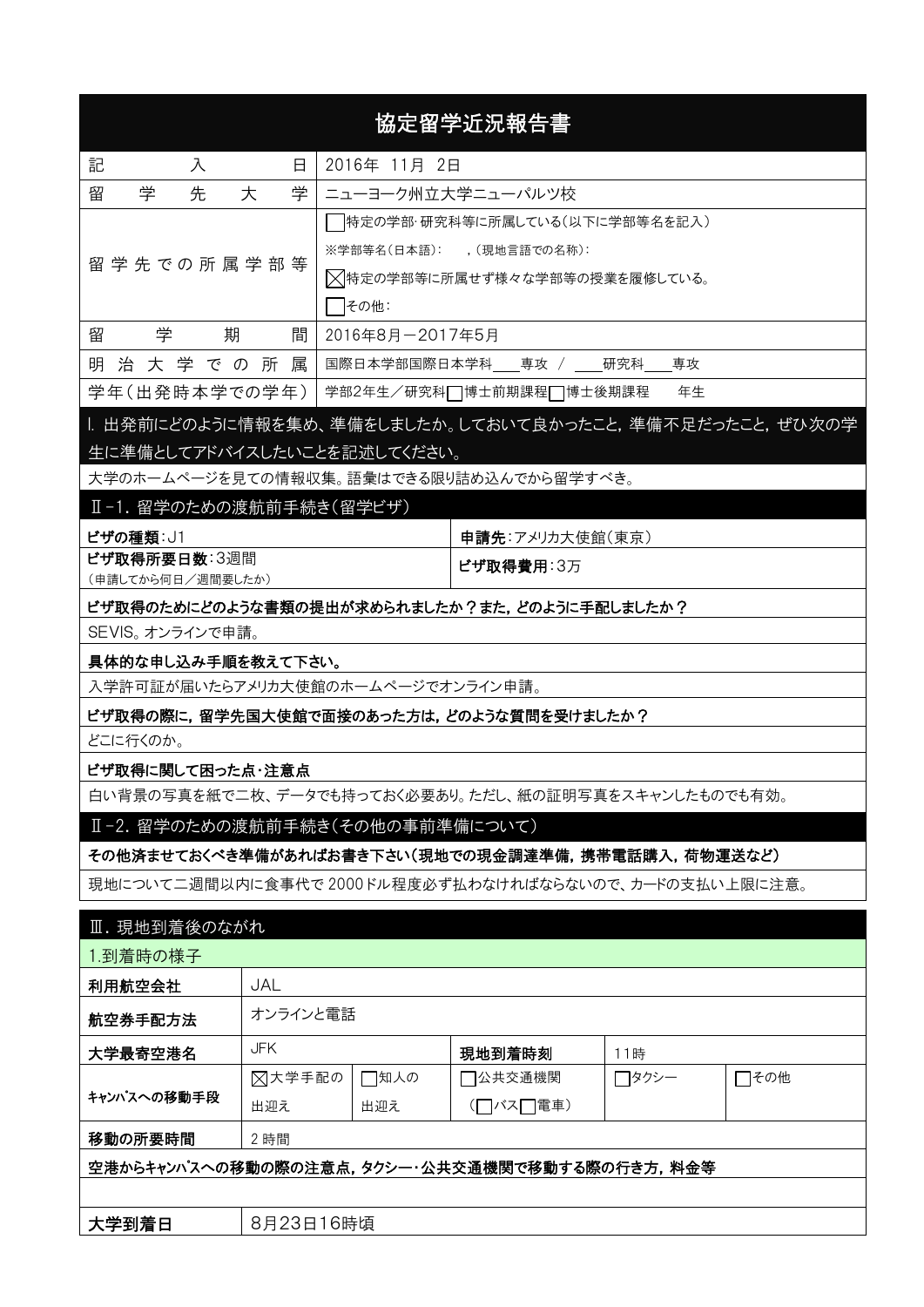# 協定留学近況報告書

| 記入日 | 2016年 11月 2日 |
|---|---|
| 留学先大学 | ニューヨーク州立大学ニューパルツ校 |
| 留学先での所属学部等 | ☐特定の学部･研究科等に所属している(以下に学部等名を記入)<br>※学部等名(日本語): ,(現地言語での名称):<br>☒特定の学部等に所属せず様々な学部等の授業を履修している。<br>☐その他: |
| 留学期間 | 2016年8月－2017年5月 |
| 明治大学での所属 | 国際日本学部国際日本学科＿＿専攻 / ＿＿研究科＿＿専攻 |
| 学年(出発時本学での学年) | 学部2年生／研究科☐博士前期課程☐博士後期課程 年生 |

## I. 出発前にどのように情報を集め、準備をしましたか。しておいて良かったこと，準備不足だったこと，ぜひ次の学生に準備としてアドバイスしたいことを記述してください。

大学のホームページを見ての情報収集。語彙はできる限り詰め込んでから留学すべき。

## Ⅱ-1. 留学のための渡航前手続き(留学ビザ)

| | |
|---|---|
| **ビザの種類**:J1 | **申請先**:アメリカ大使館(東京) |
| **ビザ取得所要日数**:3週間<br>(申請してから何日／週間要したか) | **ビザ取得費用**:3万 |

**ビザ取得のためにどのような書類の提出が求められましたか？また，どのように手配しましたか？**

SEVIS。オンラインで申請。

**具体的な申し込み手順を教えて下さい。**

入学許可証が届いたらアメリカ大使館のホームページでオンライン申請。

**ビザ取得の際に，留学先国大使館で面接のあった方は，どのような質問を受けましたか？**

どこに行くのか。

**ビザ取得に関して困った点･注意点**

白い背景の写真を紙で二枚、データでも持っておく必要あり。ただし、紙の証明写真をスキャンしたものでも有効。

## Ⅱ-2. 留学のための渡航前手続き(その他の事前準備について)

**その他済ませておくべき準備があればお書き下さい(現地での現金調達準備，携帯電話購入，荷物運送など)**

現地について二週間以内に食事代で 2000ドル程度必ず払わなければならないので、カードの支払い上限に注意。

## Ⅲ. 現地到着後のながれ

### 1.到着時の様子

| | | | | | |
|---|---|---|---|---|---|
| **利用航空会社** | JAL | | | | |
| **航空券手配方法** | オンラインと電話 | | | | |
| **大学最寄空港名** | JFK | | **現地到着時刻** | 11時 | |
| **キャンパスへの移動手段** | ☒大学手配の出迎え | ☐知人の出迎え | ☐公共交通機関(☐バス☐電車) | ☐タクシー | ☐その他 |
| **移動の所要時間** | 2 時間 | | | | |

**空港からキャンパスへの移動の際の注意点，タクシー･公共交通機関で移動する際の行き方，料金等**

| | |
|---|---|
| **大学到着日** | 8月23日16時頃 |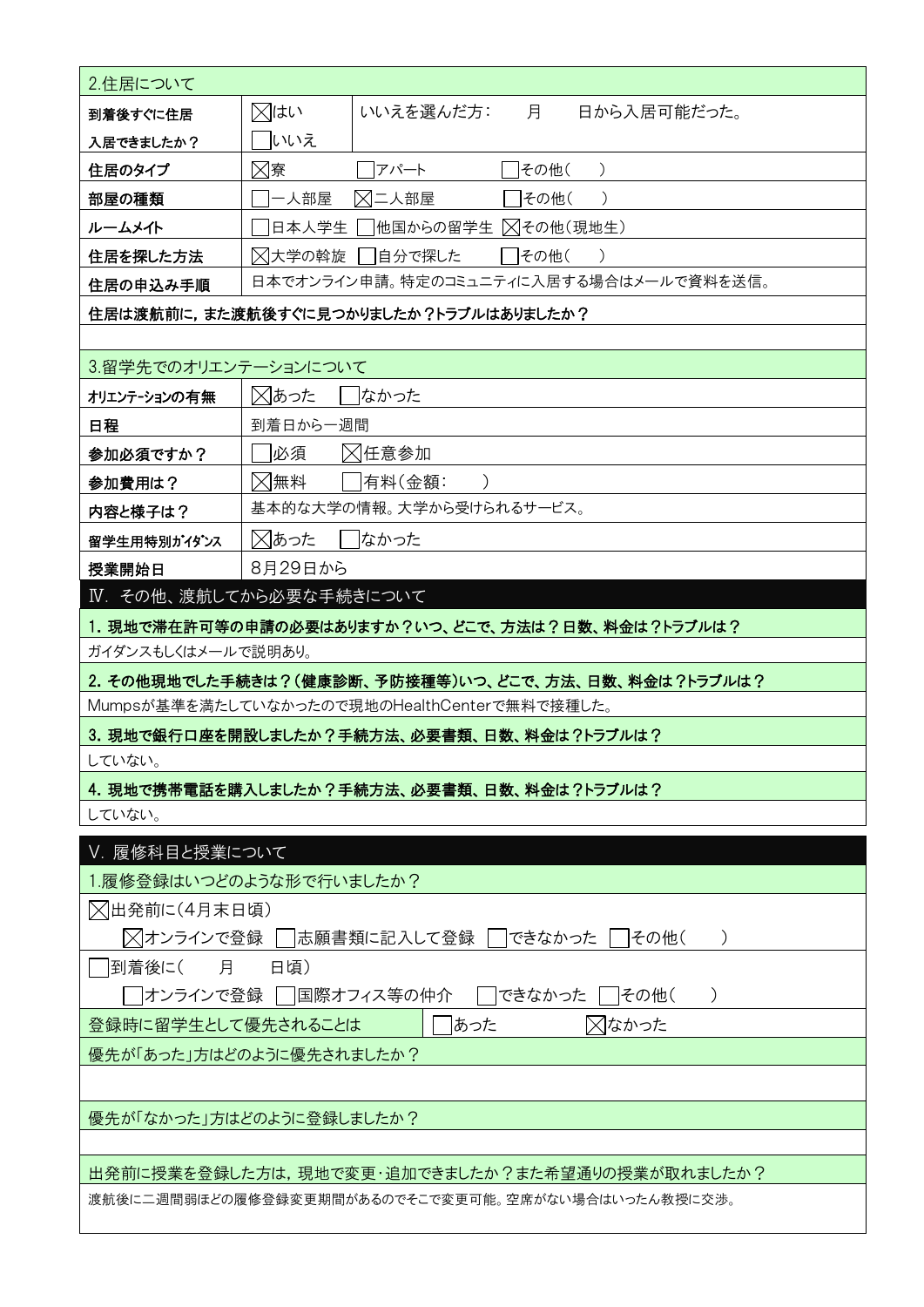| 2.住居について | | |
|---|---|---|
| 到着後すぐに住居入居できましたか？ | ☒はい ☐いいえ | いいえを選んだ方：　月　　日から入居可能だった。 |
| 住居のタイプ | ☒寮　☐アパート　☐その他(　　) | |
| 部屋の種類 | ☐一人部屋　☒二人部屋　☐その他(　　) | |
| ルームメイト | ☐日本人学生　☐他国からの留学生　☒その他(現地生) | |
| 住居を探した方法 | ☒大学の斡旋　☐自分で探した　☐その他(　　) | |
| 住居の申込み手順 | 日本でオンライン申請。特定のコミュニティに入居する場合はメールで資料を送信。 | |

**住居は渡航前に，また渡航後すぐに見つかりましたか？トラブルはありましたか？**

| 3.留学先でのオリエンテーションについて | |
|---|---|
| オリエンテーションの有無 | ☒あった　☐なかった |
| 日程 | 到着日から一週間 |
| 参加必須ですか？ | ☐必須　☒任意参加 |
| 参加費用は？ | ☒無料　☐有料(金額:　　) |
| 内容と様子は？ | 基本的な大学の情報。大学から受けられるサービス。 |
| 留学生用特別ガイダンス | ☒あった　☐なかった |
| 授業開始日 | 8月29日から |

## Ⅳ. その他、渡航してから必要な手続きについて

**1. 現地で滞在許可等の申請の必要はありますか？いつ、どこで、方法は？日数、料金は？トラブルは？**

ガイダンスもしくはメールで説明あり。

**2. その他現地でした手続きは？(健康診断、予防接種等)いつ、どこで、方法、日数、料金は？トラブルは？**

Mumpsが基準を満たしていなかったので現地のHealthCenterで無料で接種した。

**3. 現地で銀行口座を開設しましたか？手続方法、必要書類、日数、料金は？トラブルは？**

していない。

**4. 現地で携帯電話を購入しましたか？手続方法、必要書類、日数、料金は？トラブルは？**

していない。

## Ⅴ. 履修科目と授業について

1.履修登録はいつどのような形で行いましたか？

☒出発前に(4月末日頃)

　☒オンラインで登録　☐志願書類に記入して登録　☐できなかった　☐その他(　　)

☐到着後に(　　月　　日頃)

　☐オンラインで登録　☐国際オフィス等の仲介　☐できなかった　☐その他(　　)

| 登録時に留学生として優先されることは | ☐あった | ☒なかった |
|---|---|---|

優先が「あった」方はどのように優先されましたか？

優先が「なかった」方はどのように登録しましたか？

出発前に授業を登録した方は，現地で変更・追加できましたか？また希望通りの授業が取れましたか？

渡航後に二週間弱ほどの履修登録変更期間があるのでそこで変更可能。空席がない場合はいったん教授に交渉。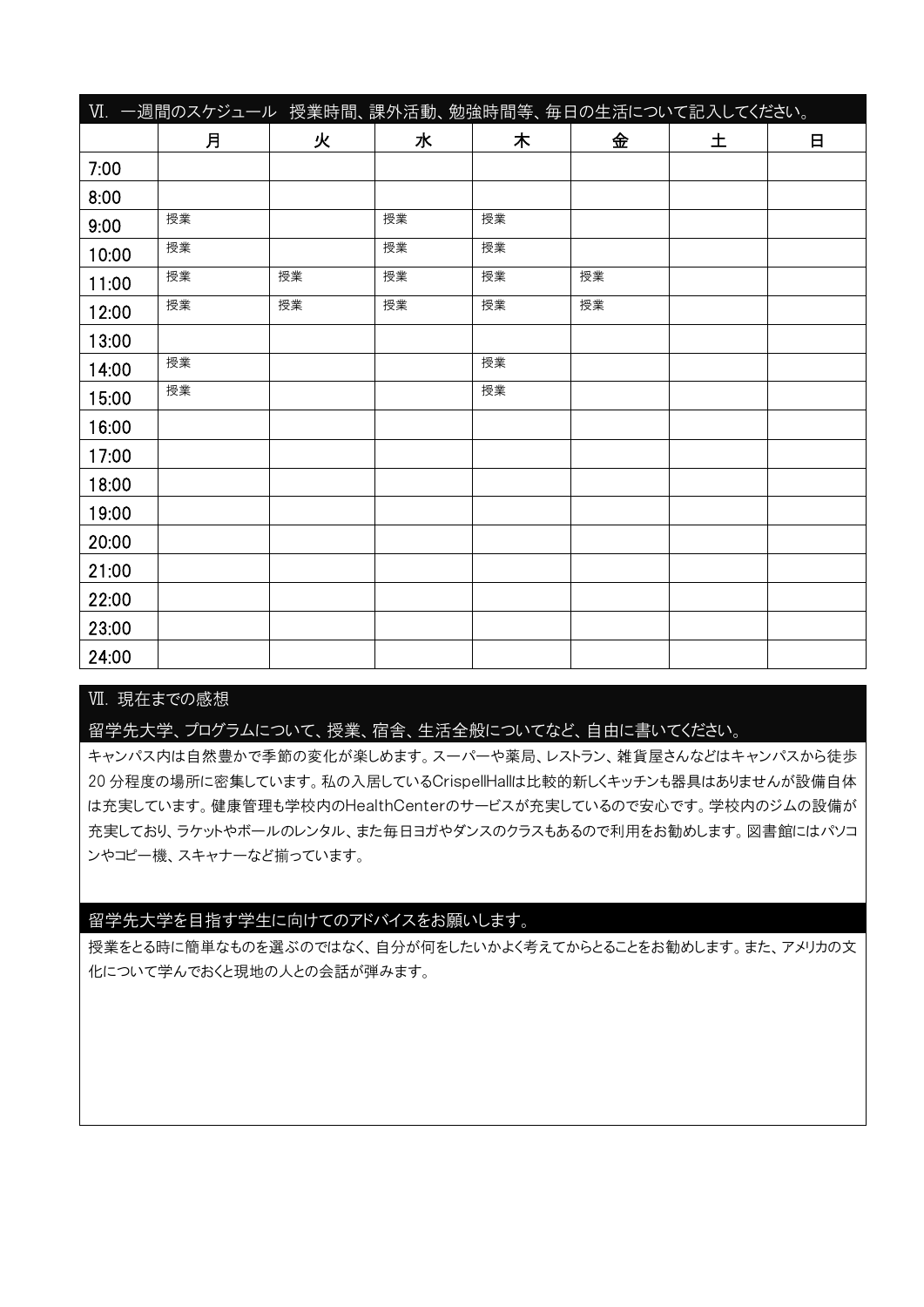## Ⅵ. 一週間のスケジュール 授業時間、課外活動、勉強時間等、毎日の生活について記入してください。

| | 月 | 火 | 水 | 木 | 金 | 土 | 日 |
|---|---|---|---|---|---|---|---|
| 7:00 | | | | | | | |
| 8:00 | | | | | | | |
| 9:00 | 授業 | | 授業 | 授業 | | | |
| 10:00 | 授業 | | 授業 | 授業 | | | |
| 11:00 | 授業 | 授業 | 授業 | 授業 | 授業 | | |
| 12:00 | 授業 | 授業 | 授業 | 授業 | 授業 | | |
| 13:00 | | | | | | | |
| 14:00 | 授業 | | | 授業 | | | |
| 15:00 | 授業 | | | 授業 | | | |
| 16:00 | | | | | | | |
| 17:00 | | | | | | | |
| 18:00 | | | | | | | |
| 19:00 | | | | | | | |
| 20:00 | | | | | | | |
| 21:00 | | | | | | | |
| 22:00 | | | | | | | |
| 23:00 | | | | | | | |
| 24:00 | | | | | | | |

## Ⅶ. 現在までの感想

### 留学先大学、プログラムについて、授業、宿舎、生活全般についてなど、自由に書いてください。

キャンパス内は自然豊かで季節の変化が楽しめます。スーパーや薬局、レストラン、雑貨屋さんなどはキャンパスから徒歩20分程度の場所に密集しています。私の入居しているCrispellHallは比較的新しくキッチンも器具はありませんが設備自体は充実しています。健康管理も学校内のHealthCenterのサービスが充実しているので安心です。学校内のジムの設備が充実しており、ラケットやボールのレンタル、また毎日ヨガやダンスのクラスもあるので利用をお勧めします。図書館にはパソコンやコピー機、スキャナーなど揃っています。

### 留学先大学を目指す学生に向けてのアドバイスをお願いします。

授業をとる時に簡単なものを選ぶのではなく、自分が何をしたいかよく考えてからとることをお勧めします。また、アメリカの文化について学んでおくと現地の人との会話が弾みます。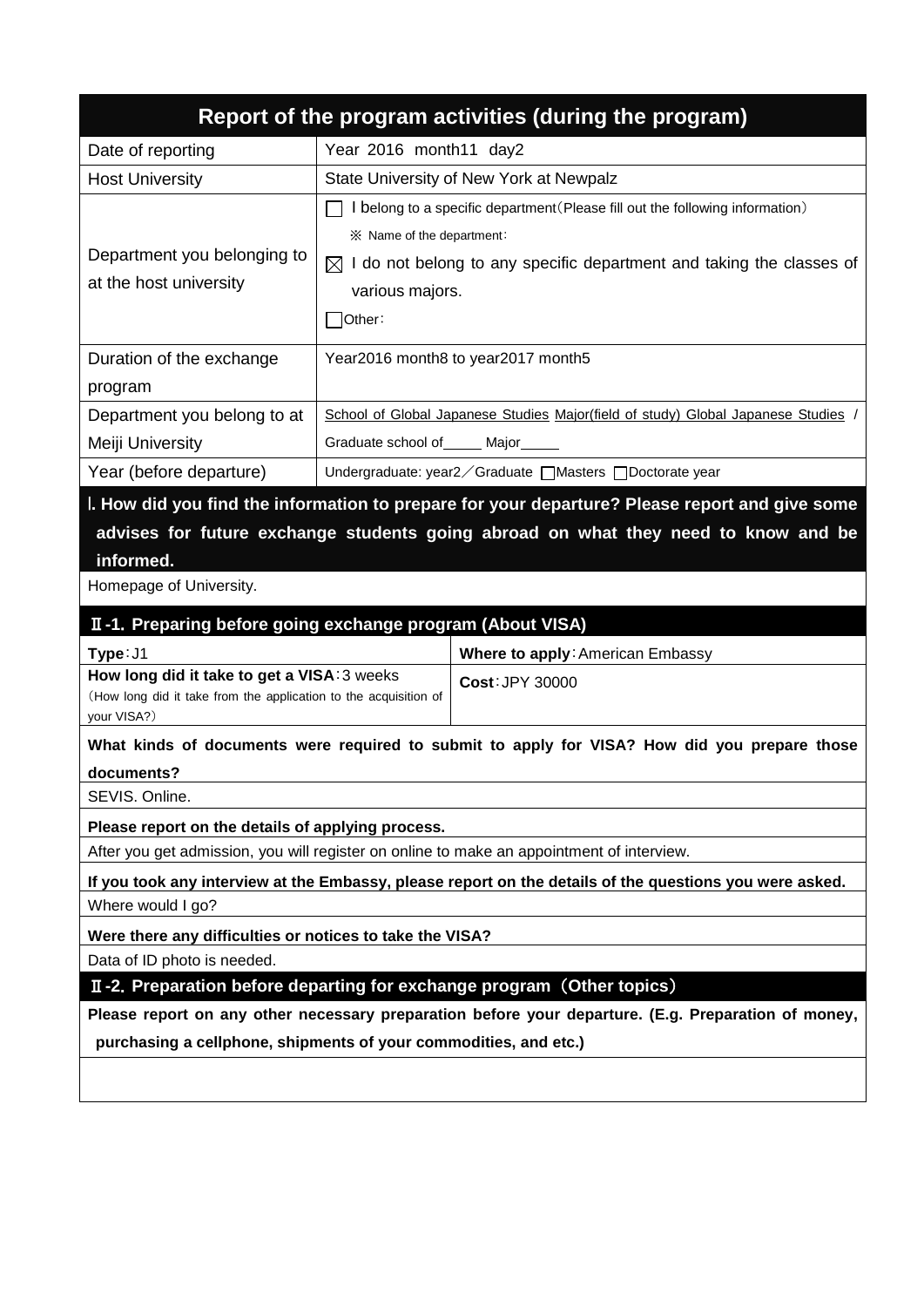| Report of the program activities (during the program) | |
|---|---|
| Date of reporting | Year 2016 month11 day2 |
| Host University | State University of New York at Newpalz |
| Department you belonging to at the host university | ☐ I belong to a specific department(Please fill out the following information)<br>※ Name of the department:<br>☒ I do not belong to any specific department and taking the classes of various majors.<br>☐Other: |
| Duration of the exchange program | Year2016 month8 to year2017 month5 |
| Department you belong to at Meiji University | School of Global Japanese Studies Major(field of study) Global Japanese Studies / Graduate school of_____ Major_____ |
| Year (before departure) | Undergraduate: year2／Graduate ☐Masters ☐Doctorate year |

**Ⅰ. How did you find the information to prepare for your departure? Please report and give some advises for future exchange students going abroad on what they need to know and be informed.**

Homepage of University.

**Ⅱ-1. Preparing before going exchange program (About VISA)**

| **Type**:J1 | **Where to apply**:American Embassy |
|---|---|
| **How long did it take to get a VISA**:3 weeks<br>(How long did it take from the application to the acquisition of your VISA?) | **Cost**:JPY 30000 |

**What kinds of documents were required to submit to apply for VISA? How did you prepare those documents?**

SEVIS. Online.

**Please report on the details of applying process.**

After you get admission, you will register on online to make an appointment of interview.

**If you took any interview at the Embassy, please report on the details of the questions you were asked.**

Where would I go?

**Were there any difficulties or notices to take the VISA?**

Data of ID photo is needed.

**Ⅱ-2. Preparation before departing for exchange program（Other topics）**

**Please report on any other necessary preparation before your departure. (E.g. Preparation of money, purchasing a cellphone, shipments of your commodities, and etc.)**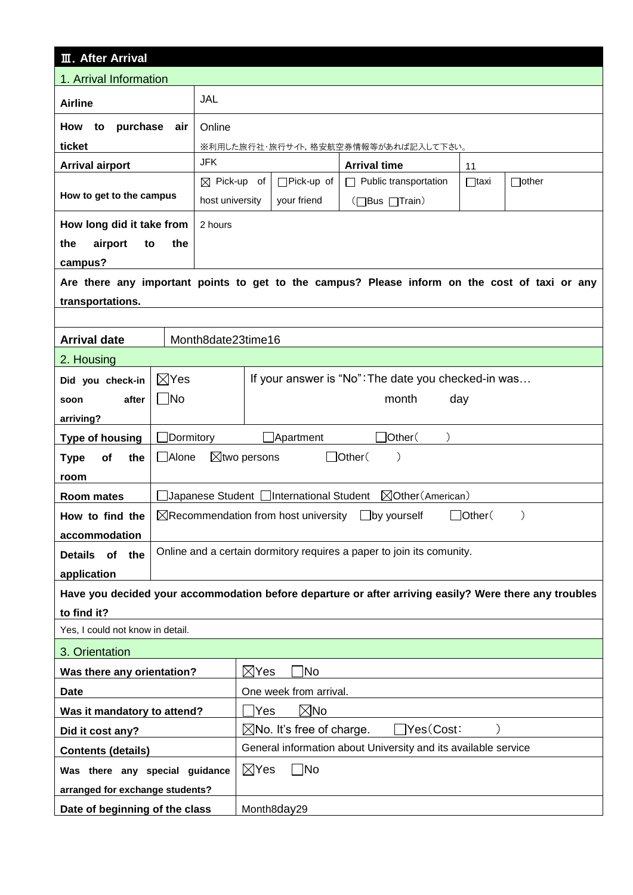## Ⅲ. After Arrival

### 1. Arrival Information

| | | | | | | |
|---|---|---|---|---|---|---|
| **Airline** | JAL | | | | | |
| **How to purchase air ticket** | Online<br>※利用した旅行社･旅行サイト, 格安航空券情報等があれば記入して下さい。 | | | | | |
| **Arrival airport** | JFK | | **Arrival time** | 11 | | |
| **How to get to the campus** | ☒ Pick-up of host university | ☐Pick-up of your friend | ☐ Public transportation (☐Bus ☐Train) | ☐taxi | ☐other | |
| **How long did it take from the airport to the campus?** | 2 hours | | | | | |

**Are there any important points to get to the campus? Please inform on the cost of taxi or any transportations.**

| | |
|---|---|
| **Arrival date** | Month8date23time16 |

### 2. Housing

| | | |
|---|---|---|
| **Did you check-in soon after arriving?** | ☒Yes<br>☐No | If your answer is "No":The date you checked-in was… month day |
| **Type of housing** | ☐Dormitory ☐Apartment ☐Other( ) | |
| **Type of the room** | ☐Alone ☒two persons ☐Other( ) | |
| **Room mates** | ☐Japanese Student ☐International Student ☒Other(American) | |
| **How to find the accommodation** | ☒Recommendation from host university ☐by yourself ☐Other( ) | |
| **Details of the application** | Online and a certain dormitory requires a paper to join its comunity. | |

**Have you decided your accommodation before departure or after arriving easily? Were there any troubles to find it?**

Yes, I could not know in detail.

### 3. Orientation

| | |
|---|---|
| **Was there any orientation?** | ☒Yes ☐No |
| **Date** | One week from arrival. |
| **Was it mandatory to attend?** | ☐Yes ☒No |
| **Did it cost any?** | ☒No. It's free of charge. ☐Yes(Cost: ) |
| **Contents (details)** | General information about University and its available service |
| **Was there any special guidance arranged for exchange students?** | ☒Yes ☐No |
| **Date of beginning of the class** | Month8day29 |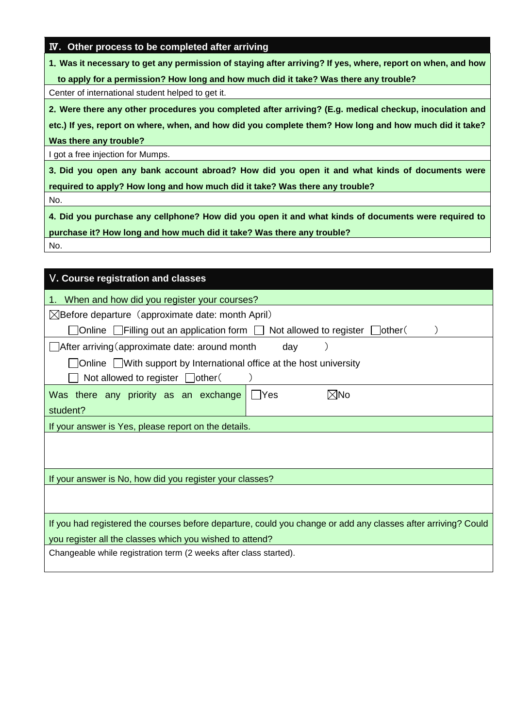## Ⅳ. Other process to be completed after arriving

**1. Was it necessary to get any permission of staying after arriving? If yes, where, report on when, and how to apply for a permission? How long and how much did it take? Was there any trouble?**

Center of international student helped to get it.

**2. Were there any other procedures you completed after arriving? (E.g. medical checkup, inoculation and etc.) If yes, report on where, when, and how did you complete them? How long and how much did it take? Was there any trouble?**

I got a free injection for Mumps.

**3. Did you open any bank account abroad? How did you open it and what kinds of documents were required to apply? How long and how much did it take? Was there any trouble?**

No.

**4. Did you purchase any cellphone? How did you open it and what kinds of documents were required to purchase it? How long and how much did it take? Was there any trouble?**

No.

## Ⅴ. Course registration and classes

1. When and how did you register your courses?

☒Before departure（approximate date: month April）

☐Online ☐Filling out an application form ☐ Not allowed to register ☐other（ ）

☐After arriving（approximate date: around month day ）

☐Online ☐With support by International office at the host university

☐ Not allowed to register ☐other（ ）

| Was there any priority as an exchange student? | ☐Yes ☒No |
|---|---|

If your answer is Yes, please report on the details.

If your answer is No, how did you register your classes?

If you had registered the courses before departure, could you change or add any classes after arriving? Could you register all the classes which you wished to attend?

Changeable while registration term (2 weeks after class started).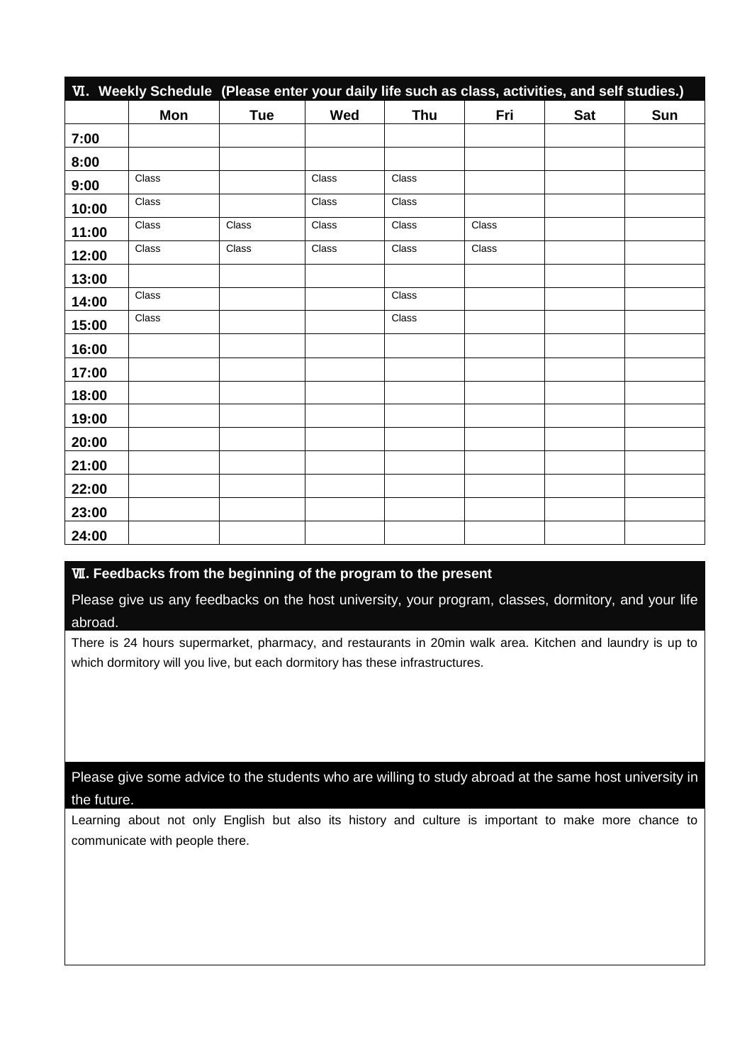## Ⅵ. Weekly Schedule (Please enter your daily life such as class, activities, and self studies.)

| | Mon | Tue | Wed | Thu | Fri | Sat | Sun |
|---|---|---|---|---|---|---|---|
| 7:00 | | | | | | | |
| 8:00 | | | | | | | |
| 9:00 | Class | | Class | Class | | | |
| 10:00 | Class | | Class | Class | | | |
| 11:00 | Class | Class | Class | Class | Class | | |
| 12:00 | Class | Class | Class | Class | Class | | |
| 13:00 | | | | | | | |
| 14:00 | Class | | | Class | | | |
| 15:00 | Class | | | Class | | | |
| 16:00 | | | | | | | |
| 17:00 | | | | | | | |
| 18:00 | | | | | | | |
| 19:00 | | | | | | | |
| 20:00 | | | | | | | |
| 21:00 | | | | | | | |
| 22:00 | | | | | | | |
| 23:00 | | | | | | | |
| 24:00 | | | | | | | |

## Ⅶ. Feedbacks from the beginning of the program to the present

**Please give us any feedbacks on the host university, your program, classes, dormitory, and your life abroad.**

There is 24 hours supermarket, pharmacy, and restaurants in 20min walk area. Kitchen and laundry is up to which dormitory will you live, but each dormitory has these infrastructures.

**Please give some advice to the students who are willing to study abroad at the same host university in the future.**

Learning about not only English but also its history and culture is important to make more chance to communicate with people there.